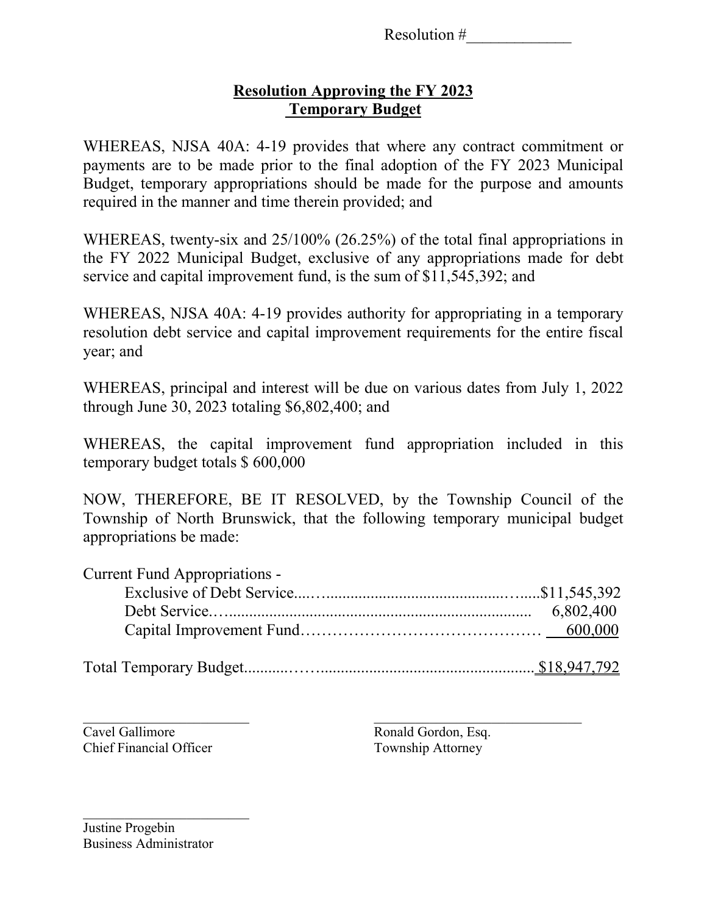Resolution #_____________

## Resolution Approving the FY 2023 Temporary Budget

WHEREAS, NJSA 40A: 4-19 provides that where any contract commitment or payments are to be made prior to the final adoption of the FY 2023 Municipal Budget, temporary appropriations should be made for the purpose and amounts required in the manner and time therein provided; and

WHEREAS, twenty-six and 25/100% (26.25%) of the total final appropriations in the FY 2022 Municipal Budget, exclusive of any appropriations made for debt service and capital improvement fund, is the sum of $11,545,392; and

WHEREAS, NJSA 40A: 4-19 provides authority for appropriating in a temporary resolution debt service and capital improvement requirements for the entire fiscal year; and

WHEREAS, principal and interest will be due on various dates from July 1, 2022 through June 30, 2023 totaling $6,802,400; and

WHEREAS, the capital improvement fund appropriation included in this temporary budget totals $ 600,000

NOW, THEREFORE, BE IT RESOLVED, by the Township Council of the Township of North Brunswick, that the following temporary municipal budget appropriations be made:

Current Fund Appropriations -

| | |
|---|---|
| Exclusive of Debt Service | $11,545,392 |
| Debt Service | 6,802,400 |
| Capital Improvement Fund | 600,000 |
| **Total Temporary Budget** | $18,947,792 |

_________________________
Cavel Gallimore
Chief Financial Officer

_________________________
Ronald Gordon, Esq.
Township Attorney

_________________________
Justine Progebin
Business Administrator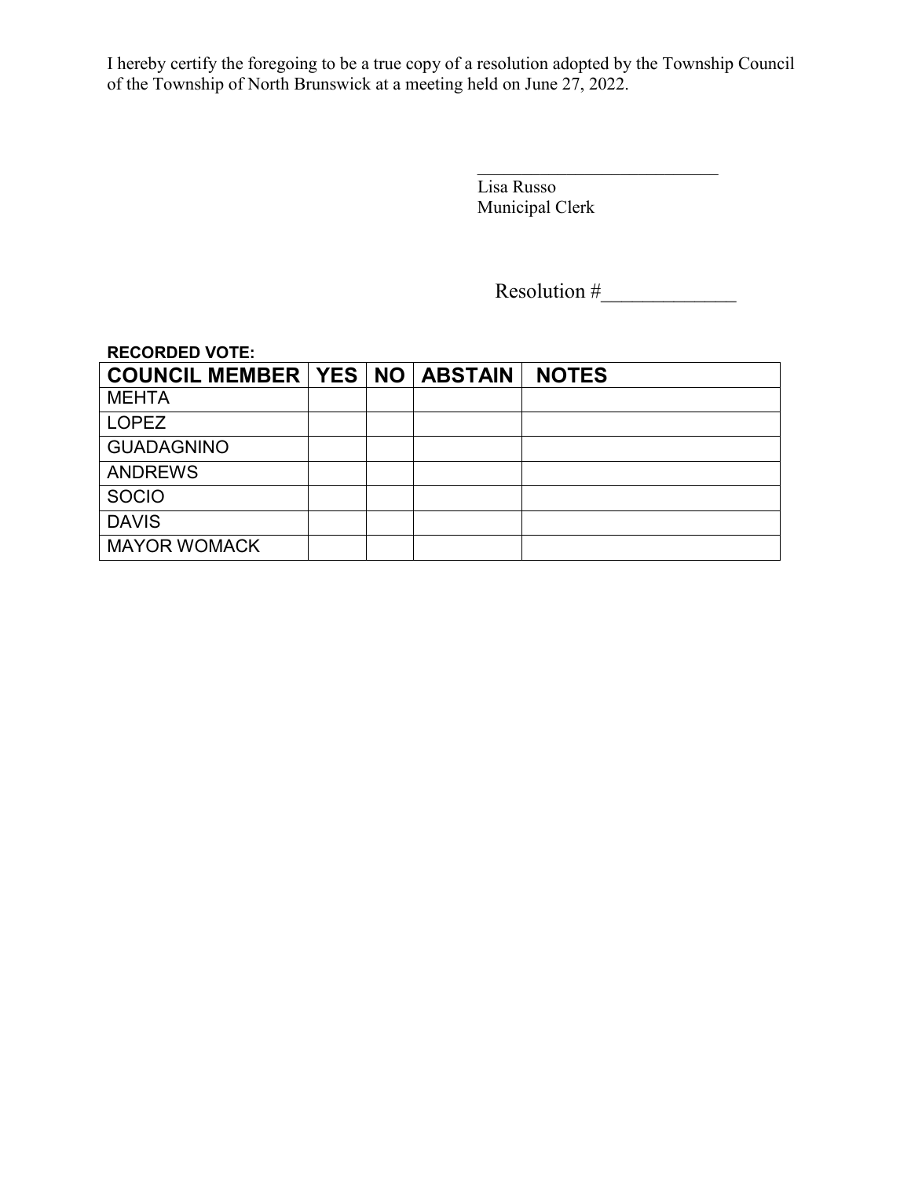I hereby certify the foregoing to be a true copy of a resolution adopted by the Township Council of the Township of North Brunswick at a meeting held on June 27, 2022.

\_\_\_\_\_\_\_\_\_\_\_\_\_\_\_\_\_\_\_\_\_\_\_\_\_\_\_\_
Lisa Russo
Municipal Clerk

Resolution #\_\_\_\_\_\_\_\_\_\_\_\_\_

**RECORDED VOTE:**

| COUNCIL MEMBER | YES | NO | ABSTAIN | NOTES |
|---|---|---|---|---|
| MEHTA | | | | |
| LOPEZ | | | | |
| GUADAGNINO | | | | |
| ANDREWS | | | | |
| SOCIO | | | | |
| DAVIS | | | | |
| MAYOR WOMACK | | | | |